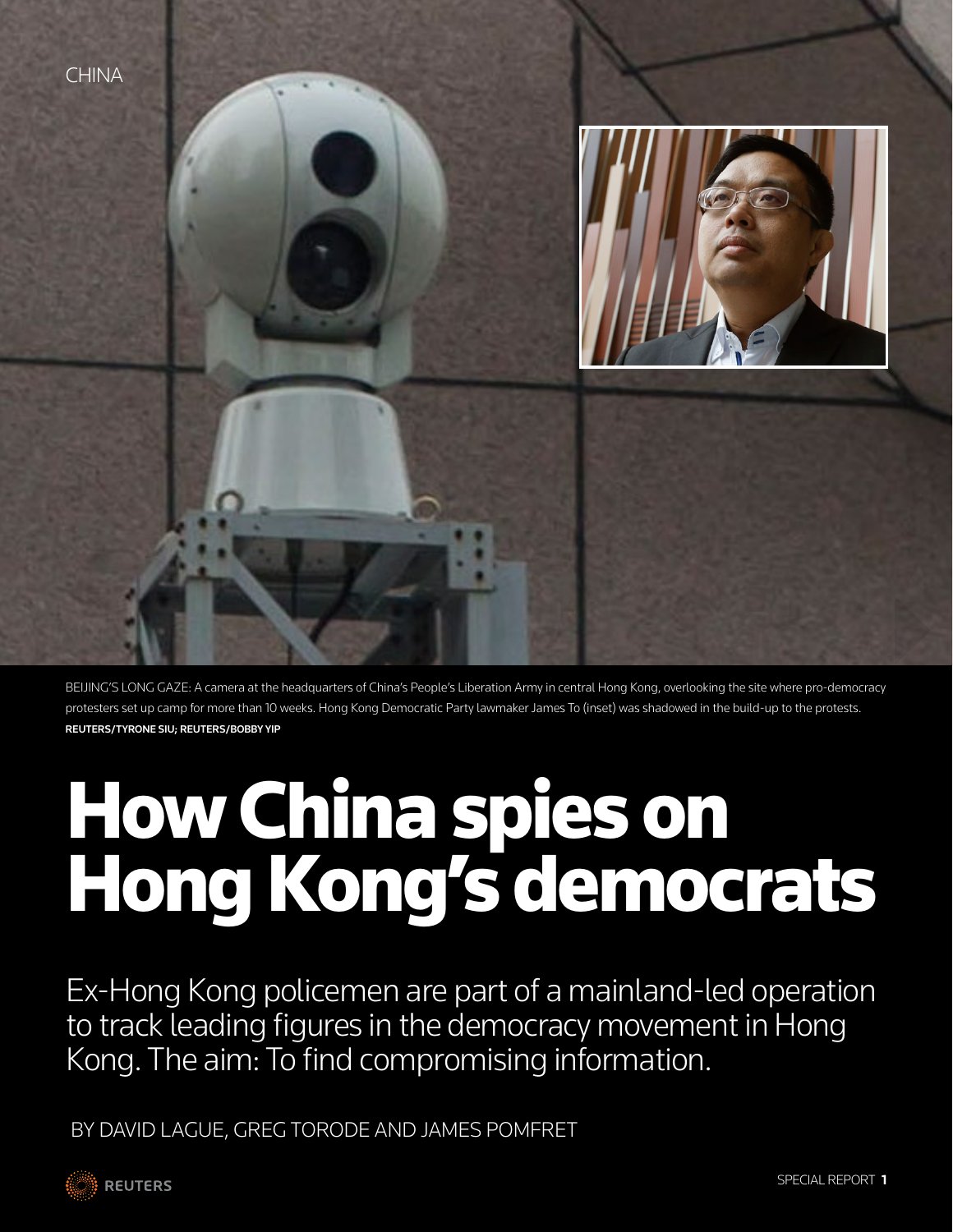CHINA

BEIJING'S LONG GAZE: A camera at the headquarters of China's People's Liberation Army in central Hong Kong, overlooking the site where pro-democracy protesters set up camp for more than 10 weeks. Hong Kong Democratic Party lawmaker James To (inset) was shadowed in the build-up to the protests. **REUTERS/TYRONE SIU; REUTERS/BOBBY YIP**

# How China spies on Hong Kong's democrats

Ex-Hong Kong policemen are part of a mainland-led operation to track leading figures in the democracy movement in Hong Kong. The aim: To find compromising information.

BY DAVID LAGUE, GREG TORODE AND JAMES POMFRET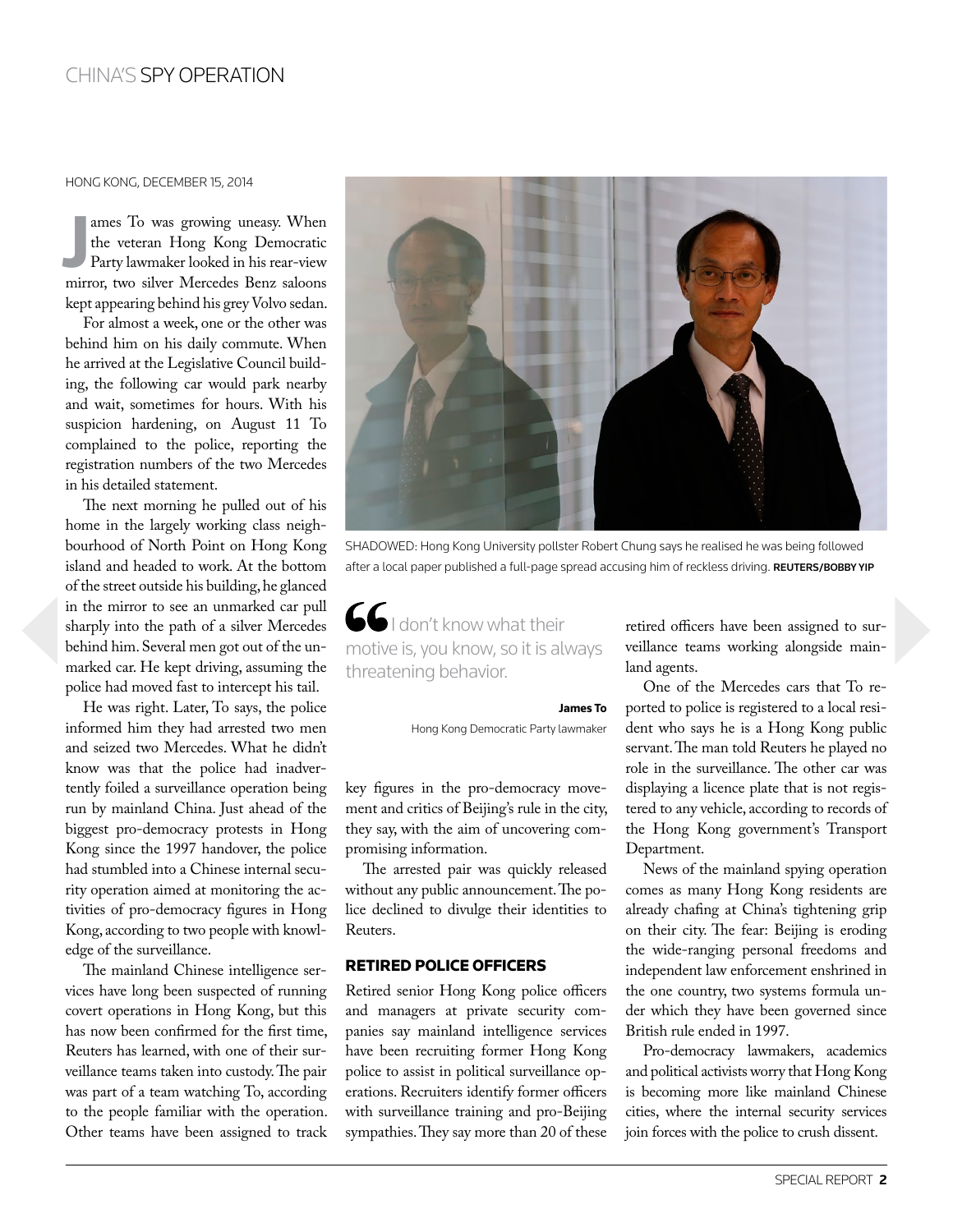HONG KONG, DECEMBER 15, 2014

James To was growing uneasy. When the veteran Hong Kong Democratic Party lawmaker looked in his rear-view mirror, two silver Mercedes Benz saloons kept appearing behind his grey Volvo sedan.

For almost a week, one or the other was behind him on his daily commute. When he arrived at the Legislative Council building, the following car would park nearby and wait, sometimes for hours. With his suspicion hardening, on August 11 To complained to the police, reporting the registration numbers of the two Mercedes in his detailed statement.

The next morning he pulled out of his home in the largely working class neighbourhood of North Point on Hong Kong island and headed to work. At the bottom of the street outside his building, he glanced in the mirror to see an unmarked car pull sharply into the path of a silver Mercedes behind him. Several men got out of the unmarked car. He kept driving, assuming the police had moved fast to intercept his tail.

He was right. Later, To says, the police informed him they had arrested two men and seized two Mercedes. What he didn't know was that the police had inadvertently foiled a surveillance operation being run by mainland China. Just ahead of the biggest pro-democracy protests in Hong Kong since the 1997 handover, the police had stumbled into a Chinese internal security operation aimed at monitoring the activities of pro-democracy figures in Hong Kong, according to two people with knowledge of the surveillance.

The mainland Chinese intelligence services have long been suspected of running covert operations in Hong Kong, but this has now been confirmed for the first time, Reuters has learned, with one of their surveillance teams taken into custody. The pair was part of a team watching To, according to the people familiar with the operation. Other teams have been assigned to track key figures in the pro-democracy movement and critics of Beijing's rule in the city, they say, with the aim of uncovering compromising information.

SHADOWED: Hong Kong University pollster Robert Chung says he realised he was being followed after a local paper published a full-page spread accusing him of reckless driving. **REUTERS/BOBBY YIP**

> I don't know what their motive is, you know, so it is always threatening behavior.
>
> **James To**
> Hong Kong Democratic Party lawmaker

The arrested pair was quickly released without any public announcement. The police declined to divulge their identities to Reuters.

## RETIRED POLICE OFFICERS

Retired senior Hong Kong police officers and managers at private security companies say mainland intelligence services have been recruiting former Hong Kong police to assist in political surveillance operations. Recruiters identify former officers with surveillance training and pro-Beijing sympathies. They say more than 20 of these retired officers have been assigned to surveillance teams working alongside mainland agents.

One of the Mercedes cars that To reported to police is registered to a local resident who says he is a Hong Kong public servant. The man told Reuters he played no role in the surveillance. The other car was displaying a licence plate that is not registered to any vehicle, according to records of the Hong Kong government's Transport Department.

News of the mainland spying operation comes as many Hong Kong residents are already chafing at China's tightening grip on their city. The fear: Beijing is eroding the wide-ranging personal freedoms and independent law enforcement enshrined in the one country, two systems formula under which they have been governed since British rule ended in 1997.

Pro-democracy lawmakers, academics and political activists worry that Hong Kong is becoming more like mainland Chinese cities, where the internal security services join forces with the police to crush dissent.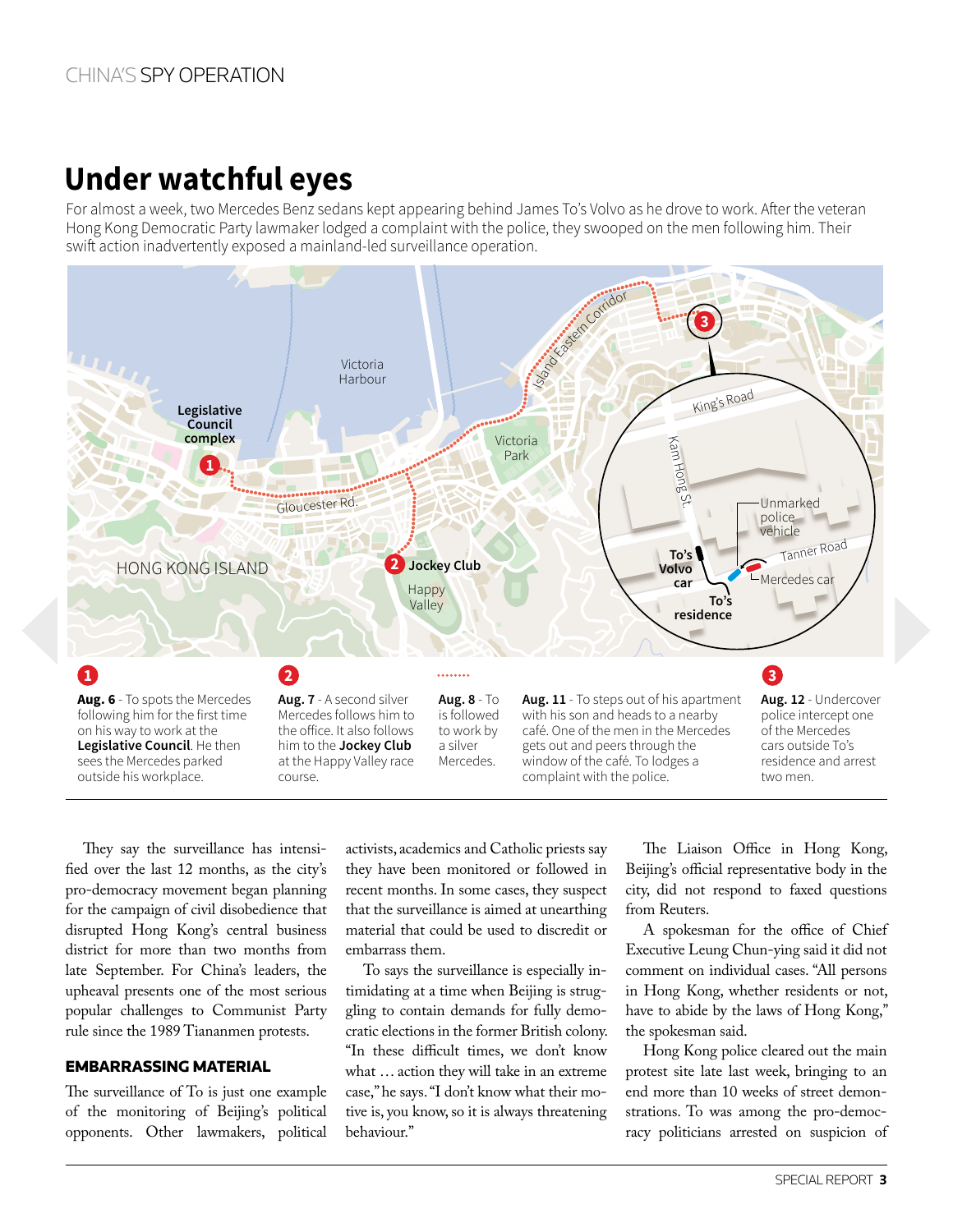## Under watchful eyes

For almost a week, two Mercedes Benz sedans kept appearing behind James To's Volvo as he drove to work. After the veteran Hong Kong Democratic Party lawmaker lodged a complaint with the police, they swooped on the men following him. Their swift action inadvertently exposed a mainland-led surveillance operation.

Victoria Harbour

Legislative Council complex

Island Eastern Corridor

Victoria Park

Gloucester Rd.

HONG KONG ISLAND

Jockey Club

Happy Valley

King's Road

Kam Hong St.

Unmarked police vehicle

Tanner Road

To's Volvo car

Mercedes car

To's residence

**1** **Aug. 6** - To spots the Mercedes following him for the first time on his way to work at the **Legislative Council**. He then sees the Mercedes parked outside his workplace.

**2** **Aug. 7** - A second silver Mercedes follows him to the office. It also follows him to the **Jockey Club** at the Happy Valley race course.

**Aug. 8** - To is followed to work by a silver Mercedes.

**Aug. 11** - To steps out of his apartment with his son and heads to a nearby café. One of the men in the Mercedes gets out and peers through the window of the café. To lodges a complaint with the police.

**3** **Aug. 12** - Undercover police intercept one of the Mercedes cars outside To's residence and arrest two men.

They say the surveillance has intensified over the last 12 months, as the city's pro-democracy movement began planning for the campaign of civil disobedience that disrupted Hong Kong's central business district for more than two months from late September. For China's leaders, the upheaval presents one of the most serious popular challenges to Communist Party rule since the 1989 Tiananmen protests.

### EMBARRASSING MATERIAL

The surveillance of To is just one example of the monitoring of Beijing's political opponents. Other lawmakers, political activists, academics and Catholic priests say they have been monitored or followed in recent months. In some cases, they suspect that the surveillance is aimed at unearthing material that could be used to discredit or embarrass them.

To says the surveillance is especially intimidating at a time when Beijing is struggling to contain demands for fully democratic elections in the former British colony. "In these difficult times, we don't know what … action they will take in an extreme case," he says. "I don't know what their motive is, you know, so it is always threatening behaviour."

The Liaison Office in Hong Kong, Beijing's official representative body in the city, did not respond to faxed questions from Reuters.

A spokesman for the office of Chief Executive Leung Chun-ying said it did not comment on individual cases. "All persons in Hong Kong, whether residents or not, have to abide by the laws of Hong Kong," the spokesman said.

Hong Kong police cleared out the main protest site late last week, bringing to an end more than 10 weeks of street demonstrations. To was among the pro-democracy politicians arrested on suspicion of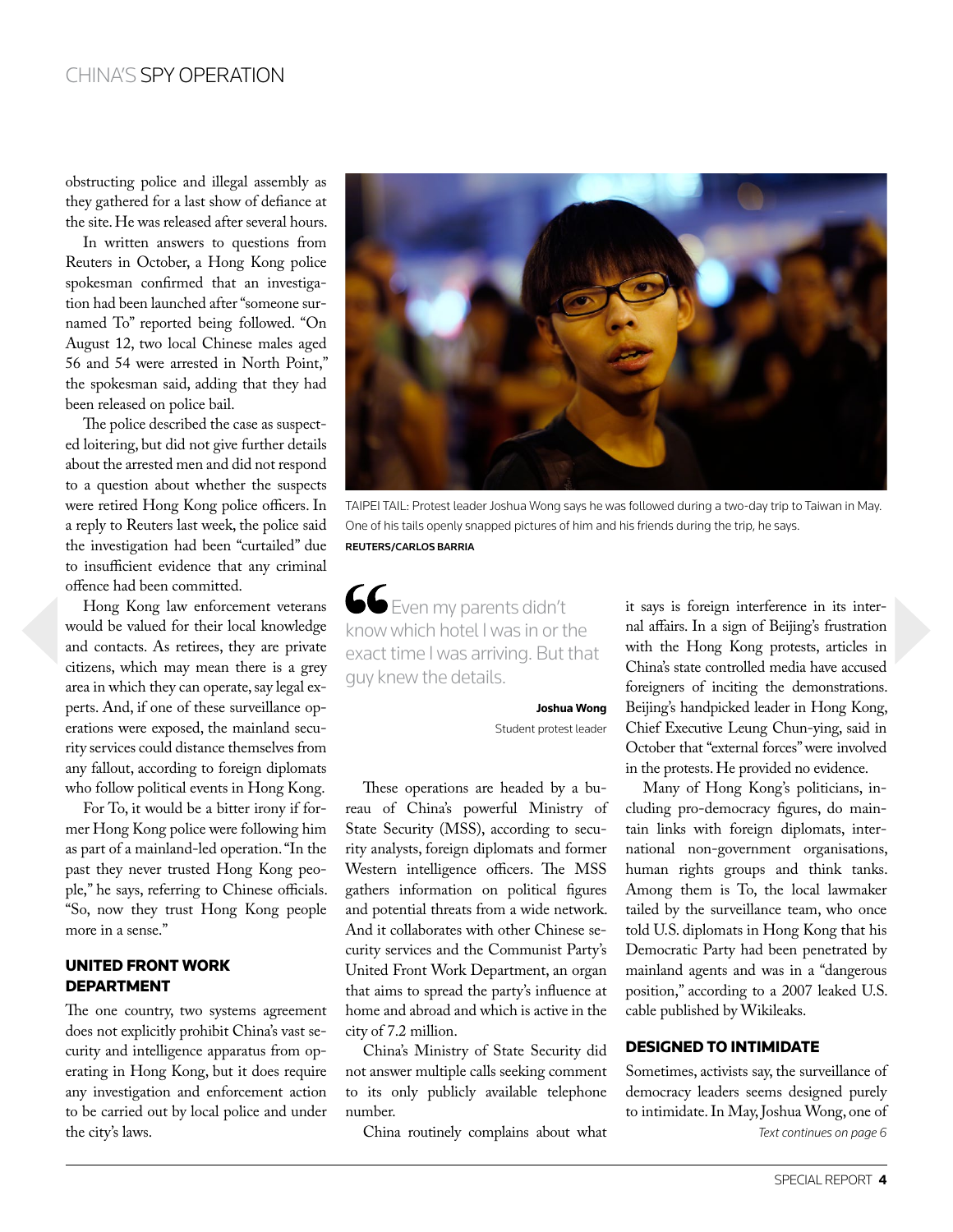obstructing police and illegal assembly as they gathered for a last show of defiance at the site. He was released after several hours.

In written answers to questions from Reuters in October, a Hong Kong police spokesman confirmed that an investigation had been launched after "someone surnamed To" reported being followed. "On August 12, two local Chinese males aged 56 and 54 were arrested in North Point," the spokesman said, adding that they had been released on police bail.

The police described the case as suspected loitering, but did not give further details about the arrested men and did not respond to a question about whether the suspects were retired Hong Kong police officers. In a reply to Reuters last week, the police said the investigation had been "curtailed" due to insufficient evidence that any criminal offence had been committed.

Hong Kong law enforcement veterans would be valued for their local knowledge and contacts. As retirees, they are private citizens, which may mean there is a grey area in which they can operate, say legal experts. And, if one of these surveillance operations were exposed, the mainland security services could distance themselves from any fallout, according to foreign diplomats who follow political events in Hong Kong.

For To, it would be a bitter irony if former Hong Kong police were following him as part of a mainland-led operation. "In the past they never trusted Hong Kong people," he says, referring to Chinese officials. "So, now they trust Hong Kong people more in a sense."

### UNITED FRONT WORK DEPARTMENT

The one country, two systems agreement does not explicitly prohibit China's vast security and intelligence apparatus from operating in Hong Kong, but it does require any investigation and enforcement action to be carried out by local police and under the city's laws.

TAIPEI TAIL: Protest leader Joshua Wong says he was followed during a two-day trip to Taiwan in May. One of his tails openly snapped pictures of him and his friends during the trip, he says.
**REUTERS/CARLOS BARRIA**

> "Even my parents didn't know which hotel I was in or the exact time I was arriving. But that guy knew the details.
>
> **Joshua Wong**
> Student protest leader

These operations are headed by a bureau of China's powerful Ministry of State Security (MSS), according to security analysts, foreign diplomats and former Western intelligence officers. The MSS gathers information on political figures and potential threats from a wide network. And it collaborates with other Chinese security services and the Communist Party's United Front Work Department, an organ that aims to spread the party's influence at home and abroad and which is active in the city of 7.2 million.

China's Ministry of State Security did not answer multiple calls seeking comment to its only publicly available telephone number.

China routinely complains about what it says is foreign interference in its internal affairs. In a sign of Beijing's frustration with the Hong Kong protests, articles in China's state controlled media have accused foreigners of inciting the demonstrations. Beijing's handpicked leader in Hong Kong, Chief Executive Leung Chun-ying, said in October that "external forces" were involved in the protests. He provided no evidence.

Many of Hong Kong's politicians, including pro-democracy figures, do maintain links with foreign diplomats, international non-government organisations, human rights groups and think tanks. Among them is To, the local lawmaker tailed by the surveillance team, who once told U.S. diplomats in Hong Kong that his Democratic Party had been penetrated by mainland agents and was in a "dangerous position," according to a 2007 leaked U.S. cable published by Wikileaks.

### DESIGNED TO INTIMIDATE

Sometimes, activists say, the surveillance of democracy leaders seems designed purely to intimidate. In May, Joshua Wong, one of

*Text continues on page 6*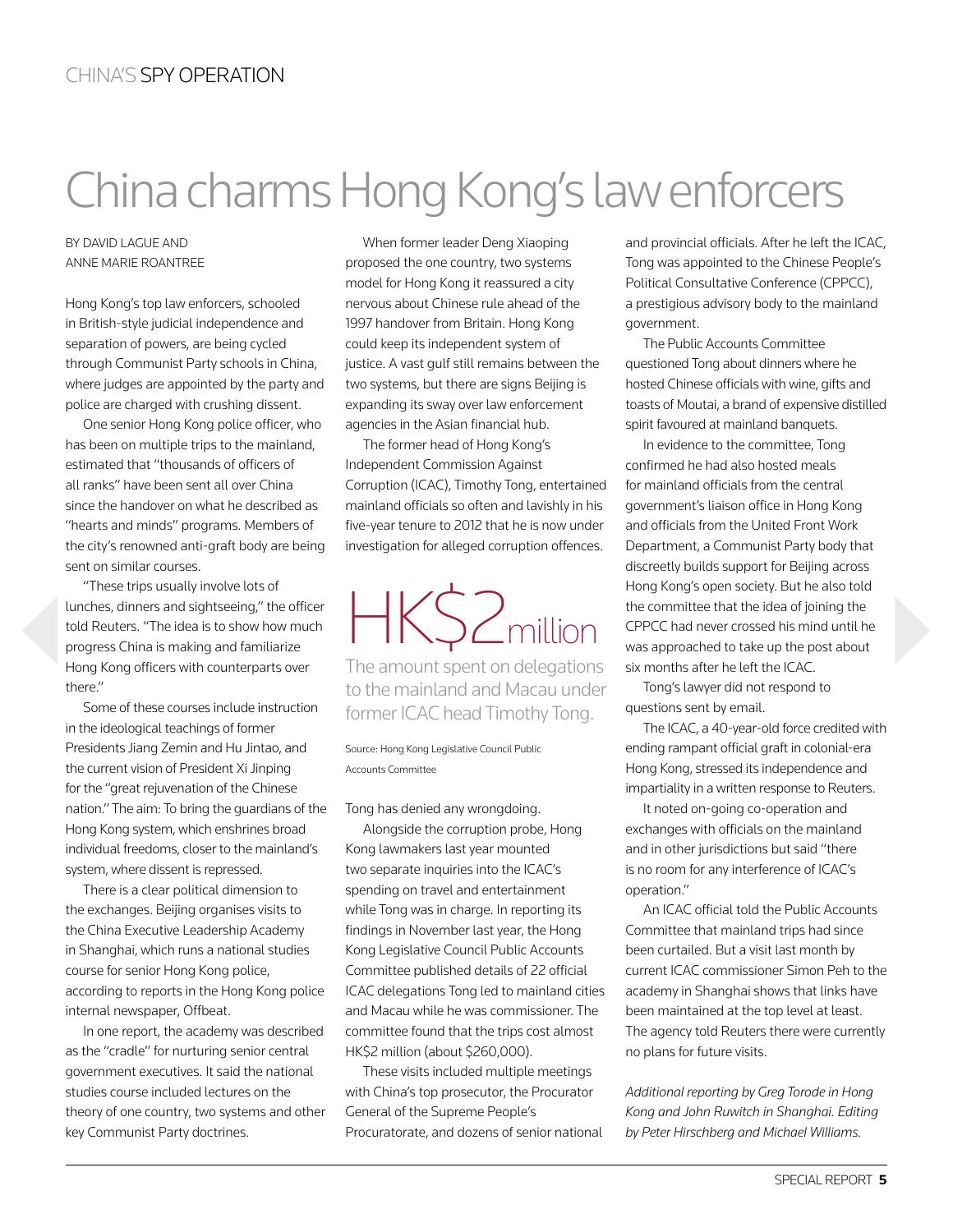# China charms Hong Kong's law enforcers

BY DAVID LAGUE AND ANNE MARIE ROANTREE

Hong Kong's top law enforcers, schooled in British-style judicial independence and separation of powers, are being cycled through Communist Party schools in China, where judges are appointed by the party and police are charged with crushing dissent.

One senior Hong Kong police officer, who has been on multiple trips to the mainland, estimated that "thousands of officers of all ranks" have been sent all over China since the handover on what he described as "hearts and minds" programs. Members of the city's renowned anti-graft body are being sent on similar courses.

"These trips usually involve lots of lunches, dinners and sightseeing," the officer told Reuters. "The idea is to show how much progress China is making and familiarize Hong Kong officers with counterparts over there."

Some of these courses include instruction in the ideological teachings of former Presidents Jiang Zemin and Hu Jintao, and the current vision of President Xi Jinping for the "great rejuvenation of the Chinese nation." The aim: To bring the guardians of the Hong Kong system, which enshrines broad individual freedoms, closer to the mainland's system, where dissent is repressed.

There is a clear political dimension to the exchanges. Beijing organises visits to the China Executive Leadership Academy in Shanghai, which runs a national studies course for senior Hong Kong police, according to reports in the Hong Kong police internal newspaper, Offbeat.

In one report, the academy was described as the "cradle" for nurturing senior central government executives. It said the national studies course included lectures on the theory of one country, two systems and other key Communist Party doctrines.

When former leader Deng Xiaoping proposed the one country, two systems model for Hong Kong it reassured a city nervous about Chinese rule ahead of the 1997 handover from Britain. Hong Kong could keep its independent system of justice. A vast gulf still remains between the two systems, but there are signs Beijing is expanding its sway over law enforcement agencies in the Asian financial hub.

The former head of Hong Kong's Independent Commission Against Corruption (ICAC), Timothy Tong, entertained mainland officials so often and lavishly in his five-year tenure to 2012 that he is now under investigation for alleged corruption offences.

**HK$2 million**

The amount spent on delegations to the mainland and Macau under former ICAC head Timothy Tong.

Source: Hong Kong Legislative Council Public Accounts Committee

Tong has denied any wrongdoing.

Alongside the corruption probe, Hong Kong lawmakers last year mounted two separate inquiries into the ICAC's spending on travel and entertainment while Tong was in charge. In reporting its findings in November last year, the Hong Kong Legislative Council Public Accounts Committee published details of 22 official ICAC delegations Tong led to mainland cities and Macau while he was commissioner. The committee found that the trips cost almost HK$2 million (about $260,000).

These visits included multiple meetings with China's top prosecutor, the Procurator General of the Supreme People's Procuratorate, and dozens of senior national and provincial officials. After he left the ICAC, Tong was appointed to the Chinese People's Political Consultative Conference (CPPCC), a prestigious advisory body to the mainland government.

The Public Accounts Committee questioned Tong about dinners where he hosted Chinese officials with wine, gifts and toasts of Moutai, a brand of expensive distilled spirit favoured at mainland banquets.

In evidence to the committee, Tong confirmed he had also hosted meals for mainland officials from the central government's liaison office in Hong Kong and officials from the United Front Work Department, a Communist Party body that discreetly builds support for Beijing across Hong Kong's open society. But he also told the committee that the idea of joining the CPPCC had never crossed his mind until he was approached to take up the post about six months after he left the ICAC.

Tong's lawyer did not respond to questions sent by email.

The ICAC, a 40-year-old force credited with ending rampant official graft in colonial-era Hong Kong, stressed its independence and impartiality in a written response to Reuters.

It noted on-going co-operation and exchanges with officials on the mainland and in other jurisdictions but said "there is no room for any interference of ICAC's operation."

An ICAC official told the Public Accounts Committee that mainland trips had since been curtailed. But a visit last month by current ICAC commissioner Simon Peh to the academy in Shanghai shows that links have been maintained at the top level at least. The agency told Reuters there were currently no plans for future visits.

*Additional reporting by Greg Torode in Hong Kong and John Ruwitch in Shanghai. Editing by Peter Hirschberg and Michael Williams.*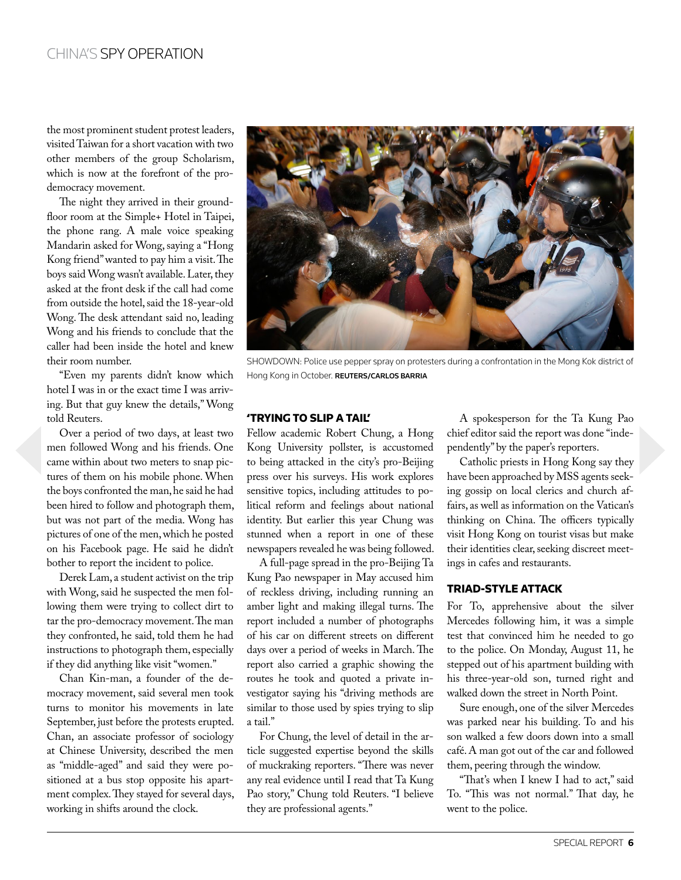the most prominent student protest leaders, visited Taiwan for a short vacation with two other members of the group Scholarism, which is now at the forefront of the pro-democracy movement.

The night they arrived in their ground-floor room at the Simple+ Hotel in Taipei, the phone rang. A male voice speaking Mandarin asked for Wong, saying a "Hong Kong friend" wanted to pay him a visit. The boys said Wong wasn't available. Later, they asked at the front desk if the call had come from outside the hotel, said the 18-year-old Wong. The desk attendant said no, leading Wong and his friends to conclude that the caller had been inside the hotel and knew their room number.

"Even my parents didn't know which hotel I was in or the exact time I was arriving. But that guy knew the details," Wong told Reuters.

Over a period of two days, at least two men followed Wong and his friends. One came within about two meters to snap pictures of them on his mobile phone. When the boys confronted the man, he said he had been hired to follow and photograph them, but was not part of the media. Wong has pictures of one of the men, which he posted on his Facebook page. He said he didn't bother to report the incident to police.

Derek Lam, a student activist on the trip with Wong, said he suspected the men following them were trying to collect dirt to tar the pro-democracy movement. The man they confronted, he said, told them he had instructions to photograph them, especially if they did anything like visit "women."

Chan Kin-man, a founder of the democracy movement, said several men took turns to monitor his movements in late September, just before the protests erupted. Chan, an associate professor of sociology at Chinese University, described the men as "middle-aged" and said they were positioned at a bus stop opposite his apartment complex. They stayed for several days, working in shifts around the clock.

SHOWDOWN: Police use pepper spray on protesters during a confrontation in the Mong Kok district of Hong Kong in October. **REUTERS/CARLOS BARRIA**

## 'TRYING TO SLIP A TAIL'

Fellow academic Robert Chung, a Hong Kong University pollster, is accustomed to being attacked in the city's pro-Beijing press over his surveys. His work explores sensitive topics, including attitudes to political reform and feelings about national identity. But earlier this year Chung was stunned when a report in one of these newspapers revealed he was being followed.

A full-page spread in the pro-Beijing Ta Kung Pao newspaper in May accused him of reckless driving, including running an amber light and making illegal turns. The report included a number of photographs of his car on different streets on different days over a period of weeks in March. The report also carried a graphic showing the routes he took and quoted a private investigator saying his "driving methods are similar to those used by spies trying to slip a tail."

For Chung, the level of detail in the article suggested expertise beyond the skills of muckraking reporters. "There was never any real evidence until I read that Ta Kung Pao story," Chung told Reuters. "I believe they are professional agents."

A spokesperson for the Ta Kung Pao chief editor said the report was done "independently" by the paper's reporters.

Catholic priests in Hong Kong say they have been approached by MSS agents seeking gossip on local clerics and church affairs, as well as information on the Vatican's thinking on China. The officers typically visit Hong Kong on tourist visas but make their identities clear, seeking discreet meetings in cafes and restaurants.

## TRIAD-STYLE ATTACK

For To, apprehensive about the silver Mercedes following him, it was a simple test that convinced him he needed to go to the police. On Monday, August 11, he stepped out of his apartment building with his three-year-old son, turned right and walked down the street in North Point.

Sure enough, one of the silver Mercedes was parked near his building. To and his son walked a few doors down into a small café. A man got out of the car and followed them, peering through the window.

"That's when I knew I had to act," said To. "This was not normal." That day, he went to the police.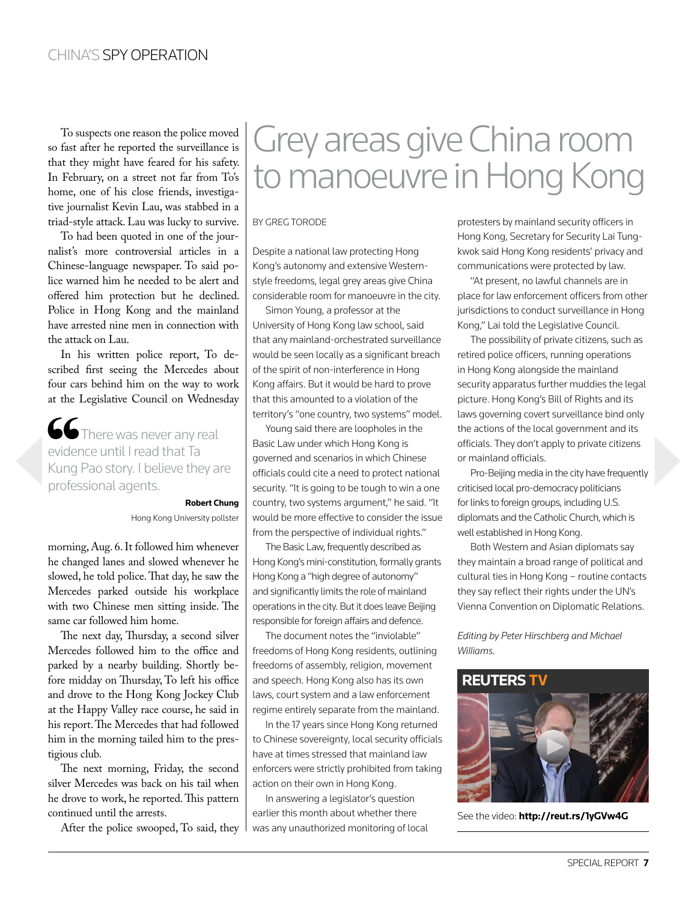To suspects one reason the police moved so fast after he reported the surveillance is that they might have feared for his safety. In February, on a street not far from To's home, one of his close friends, investigative journalist Kevin Lau, was stabbed in a triad-style attack. Lau was lucky to survive.

To had been quoted in one of the journalist's more controversial articles in a Chinese-language newspaper. To said police warned him he needed to be alert and offered him protection but he declined. Police in Hong Kong and the mainland have arrested nine men in connection with the attack on Lau.

In his written police report, To described first seeing the Mercedes about four cars behind him on the way to work at the Legislative Council on Wednesday morning, Aug. 6. It followed him whenever he changed lanes and slowed whenever he slowed, he told police. That day, he saw the Mercedes parked outside his workplace with two Chinese men sitting inside. The same car followed him home.

> There was never any real evidence until I read that Ta Kung Pao story. I believe they are professional agents.
>
> **Robert Chung**
> Hong Kong University pollster

The next day, Thursday, a second silver Mercedes followed him to the office and parked by a nearby building. Shortly before midday on Thursday, To left his office and drove to the Hong Kong Jockey Club at the Happy Valley race course, he said in his report. The Mercedes that had followed him in the morning tailed him to the prestigious club.

The next morning, Friday, the second silver Mercedes was back on his tail when he drove to work, he reported. This pattern continued until the arrests.

After the police swooped, To said, they

# Grey areas give China room to manoeuvre in Hong Kong

BY GREG TORODE

Despite a national law protecting Hong Kong's autonomy and extensive Western-style freedoms, legal grey areas give China considerable room for manoeuvre in the city.

Simon Young, a professor at the University of Hong Kong law school, said that any mainland-orchestrated surveillance would be seen locally as a significant breach of the spirit of non-interference in Hong Kong affairs. But it would be hard to prove that this amounted to a violation of the territory's "one country, two systems" model.

Young said there are loopholes in the Basic Law under which Hong Kong is governed and scenarios in which Chinese officials could cite a need to protect national security. "It is going to be tough to win a one country, two systems argument," he said. "It would be more effective to consider the issue from the perspective of individual rights."

The Basic Law, frequently described as Hong Kong's mini-constitution, formally grants Hong Kong a "high degree of autonomy" and significantly limits the role of mainland operations in the city. But it does leave Beijing responsible for foreign affairs and defence.

The document notes the "inviolable" freedoms of Hong Kong residents, outlining freedoms of assembly, religion, movement and speech. Hong Kong also has its own laws, court system and a law enforcement regime entirely separate from the mainland.

In the 17 years since Hong Kong returned to Chinese sovereignty, local security officials have at times stressed that mainland law enforcers were strictly prohibited from taking action on their own in Hong Kong.

In answering a legislator's question earlier this month about whether there was any unauthorized monitoring of local protesters by mainland security officers in Hong Kong, Secretary for Security Lai Tung-kwok said Hong Kong residents' privacy and communications were protected by law.

"At present, no lawful channels are in place for law enforcement officers from other jurisdictions to conduct surveillance in Hong Kong," Lai told the Legislative Council.

The possibility of private citizens, such as retired police officers, running operations in Hong Kong alongside the mainland security apparatus further muddies the legal picture. Hong Kong's Bill of Rights and its laws governing covert surveillance bind only the actions of the local government and its officials. They don't apply to private citizens or mainland officials.

Pro-Beijing media in the city have frequently criticised local pro-democracy politicians for links to foreign groups, including U.S. diplomats and the Catholic Church, which is well established in Hong Kong.

Both Western and Asian diplomats say they maintain a broad range of political and cultural ties in Hong Kong – routine contacts they say reflect their rights under the UN's Vienna Convention on Diplomatic Relations.

*Editing by Peter Hirschberg and Michael Williams.*

**REUTERS TV**

See the video: **http://reut.rs/1yGVw4G**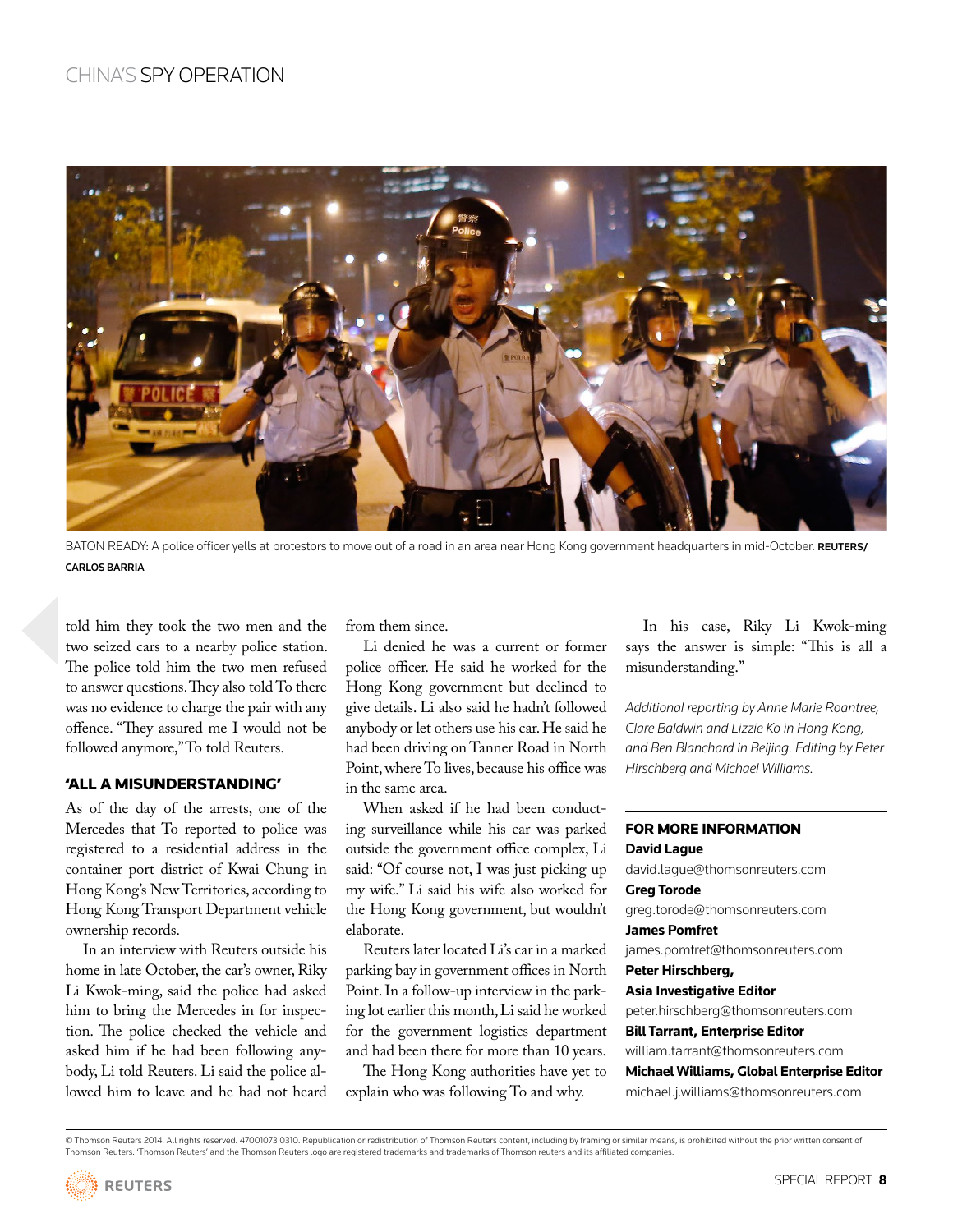BATON READY: A police officer yells at protestors to move out of a road in an area near Hong Kong government headquarters in mid-October. **REUTERS/ CARLOS BARRIA**

told him they took the two men and the two seized cars to a nearby police station. The police told him the two men refused to answer questions. They also told To there was no evidence to charge the pair with any offence. "They assured me I would not be followed anymore," To told Reuters.

## 'ALL A MISUNDERSTANDING'

As of the day of the arrests, one of the Mercedes that To reported to police was registered to a residential address in the container port district of Kwai Chung in Hong Kong's New Territories, according to Hong Kong Transport Department vehicle ownership records.

In an interview with Reuters outside his home in late October, the car's owner, Riky Li Kwok-ming, said the police had asked him to bring the Mercedes in for inspection. The police checked the vehicle and asked him if he had been following anybody, Li told Reuters. Li said the police allowed him to leave and he had not heard from them since.

Li denied he was a current or former police officer. He said he worked for the Hong Kong government but declined to give details. Li also said he hadn't followed anybody or let others use his car. He said he had been driving on Tanner Road in North Point, where To lives, because his office was in the same area.

When asked if he had been conducting surveillance while his car was parked outside the government office complex, Li said: "Of course not, I was just picking up my wife." Li said his wife also worked for the Hong Kong government, but wouldn't elaborate.

Reuters later located Li's car in a marked parking bay in government offices in North Point. In a follow-up interview in the parking lot earlier this month, Li said he worked for the government logistics department and had been there for more than 10 years.

The Hong Kong authorities have yet to explain who was following To and why.

In his case, Riky Li Kwok-ming says the answer is simple: "This is all a misunderstanding."

*Additional reporting by Anne Marie Roantree, Clare Baldwin and Lizzie Ko in Hong Kong, and Ben Blanchard in Beijing. Editing by Peter Hirschberg and Michael Williams.*

**FOR MORE INFORMATION**

**David Lague**
david.lague@thomsonreuters.com

**Greg Torode**
greg.torode@thomsonreuters.com

**James Pomfret**
james.pomfret@thomsonreuters.com

**Peter Hirschberg, Asia Investigative Editor**
peter.hirschberg@thomsonreuters.com

**Bill Tarrant, Enterprise Editor**
william.tarrant@thomsonreuters.com

**Michael Williams, Global Enterprise Editor**
michael.j.williams@thomsonreuters.com

© Thomson Reuters 2014. All rights reserved. 47001073 0310. Republication or redistribution of Thomson Reuters content, including by framing or similar means, is prohibited without the prior written consent of Thomson Reuters. 'Thomson Reuters' and the Thomson Reuters logo are registered trademarks and trademarks of Thomson reuters and its affiliated companies.